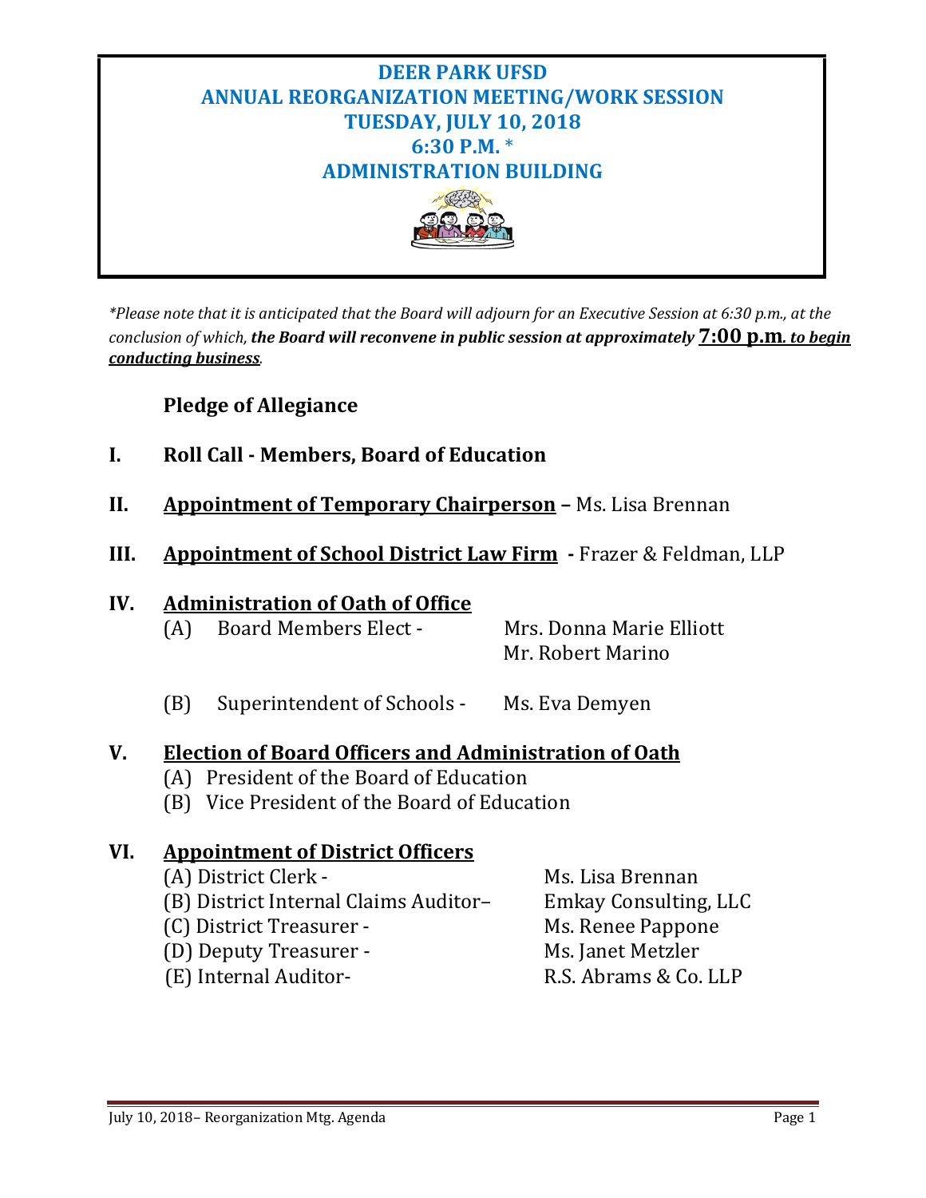# DEER PARK UFSD
## ANNUAL REORGANIZATION MEETING/WORK SESSION
## TUESDAY, JULY 10, 2018
## 6:30 P.M. *
## ADMINISTRATION BUILDING

*\*Please note that it is anticipated that the Board will adjourn for an Executive Session at 6:30 p.m., at the conclusion of which,* ***the Board will reconvene in public session at approximately*** **7:00 p.m*****. to begin conducting business***.

**Pledge of Allegiance**

**I. Roll Call - Members, Board of Education**

**II. Appointment of Temporary Chairperson** – Ms. Lisa Brennan

**III. Appointment of School District Law Firm** - Frazer & Feldman, LLP

**IV. Administration of Oath of Office**

(A) Board Members Elect - Mrs. Donna Marie Elliott
Mr. Robert Marino

(B) Superintendent of Schools - Ms. Eva Demyen

**V. Election of Board Officers and Administration of Oath**

(A) President of the Board of Education
(B) Vice President of the Board of Education

**VI. Appointment of District Officers**

(A) District Clerk - Ms. Lisa Brennan
(B) District Internal Claims Auditor– Emkay Consulting, LLC
(C) District Treasurer - Ms. Renee Pappone
(D) Deputy Treasurer - Ms. Janet Metzler
(E) Internal Auditor- R.S. Abrams & Co. LLP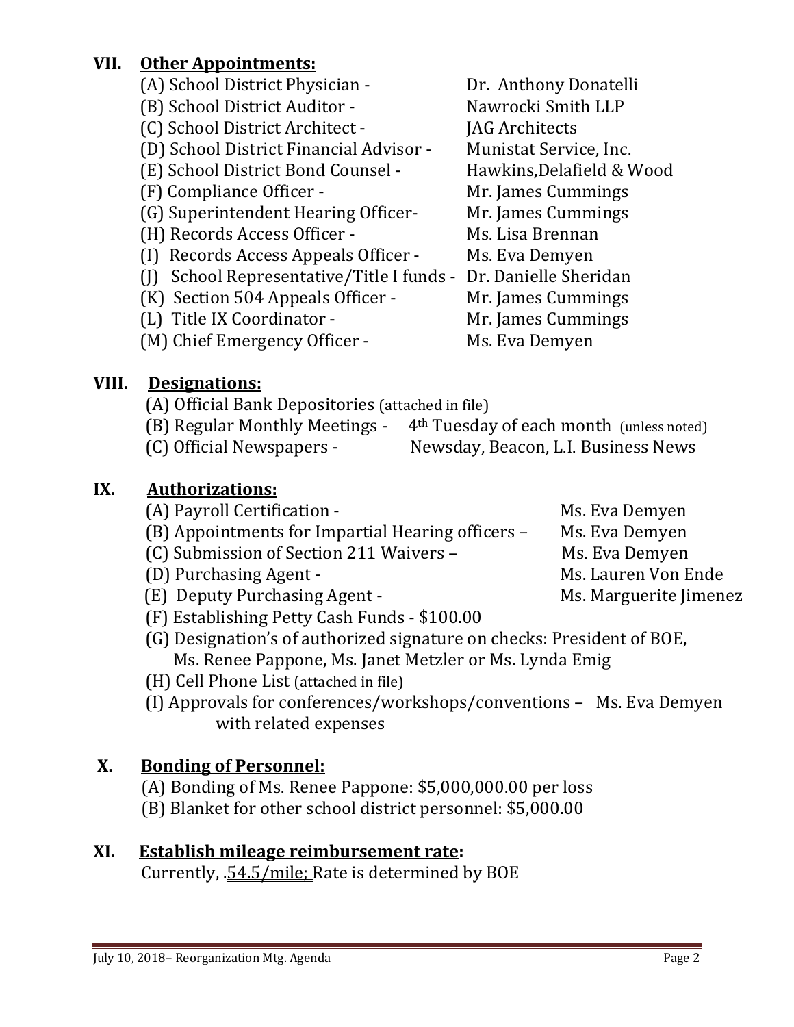## VII. Other Appointments:

(A) School District Physician - Dr. Anthony Donatelli
(B) School District Auditor - Nawrocki Smith LLP
(C) School District Architect - JAG Architects
(D) School District Financial Advisor - Munistat Service, Inc.
(E) School District Bond Counsel - Hawkins,Delafield & Wood
(F) Compliance Officer - Mr. James Cummings
(G) Superintendent Hearing Officer- Mr. James Cummings
(H) Records Access Officer - Ms. Lisa Brennan
(I) Records Access Appeals Officer - Ms. Eva Demyen
(J) School Representative/Title I funds - Dr. Danielle Sheridan
(K) Section 504 Appeals Officer - Mr. James Cummings
(L) Title IX Coordinator - Mr. James Cummings
(M) Chief Emergency Officer - Ms. Eva Demyen

## VIII. Designations:

(A) Official Bank Depositories (attached in file)
(B) Regular Monthly Meetings - 4th Tuesday of each month (unless noted)
(C) Official Newspapers - Newsday, Beacon, L.I. Business News

## IX. Authorizations:

(A) Payroll Certification - Ms. Eva Demyen
(B) Appointments for Impartial Hearing officers – Ms. Eva Demyen
(C) Submission of Section 211 Waivers – Ms. Eva Demyen
(D) Purchasing Agent - Ms. Lauren Von Ende
(E) Deputy Purchasing Agent - Ms. Marguerite Jimenez
(F) Establishing Petty Cash Funds - $100.00
(G) Designation's of authorized signature on checks: President of BOE, Ms. Renee Pappone, Ms. Janet Metzler or Ms. Lynda Emig
(H) Cell Phone List (attached in file)
(I) Approvals for conferences/workshops/conventions – Ms. Eva Demyen with related expenses

## X. Bonding of Personnel:

(A) Bonding of Ms. Renee Pappone: $5,000,000.00 per loss
(B) Blanket for other school district personnel: $5,000.00

## XI. Establish mileage reimbursement rate:

Currently, .54.5/mile; Rate is determined by BOE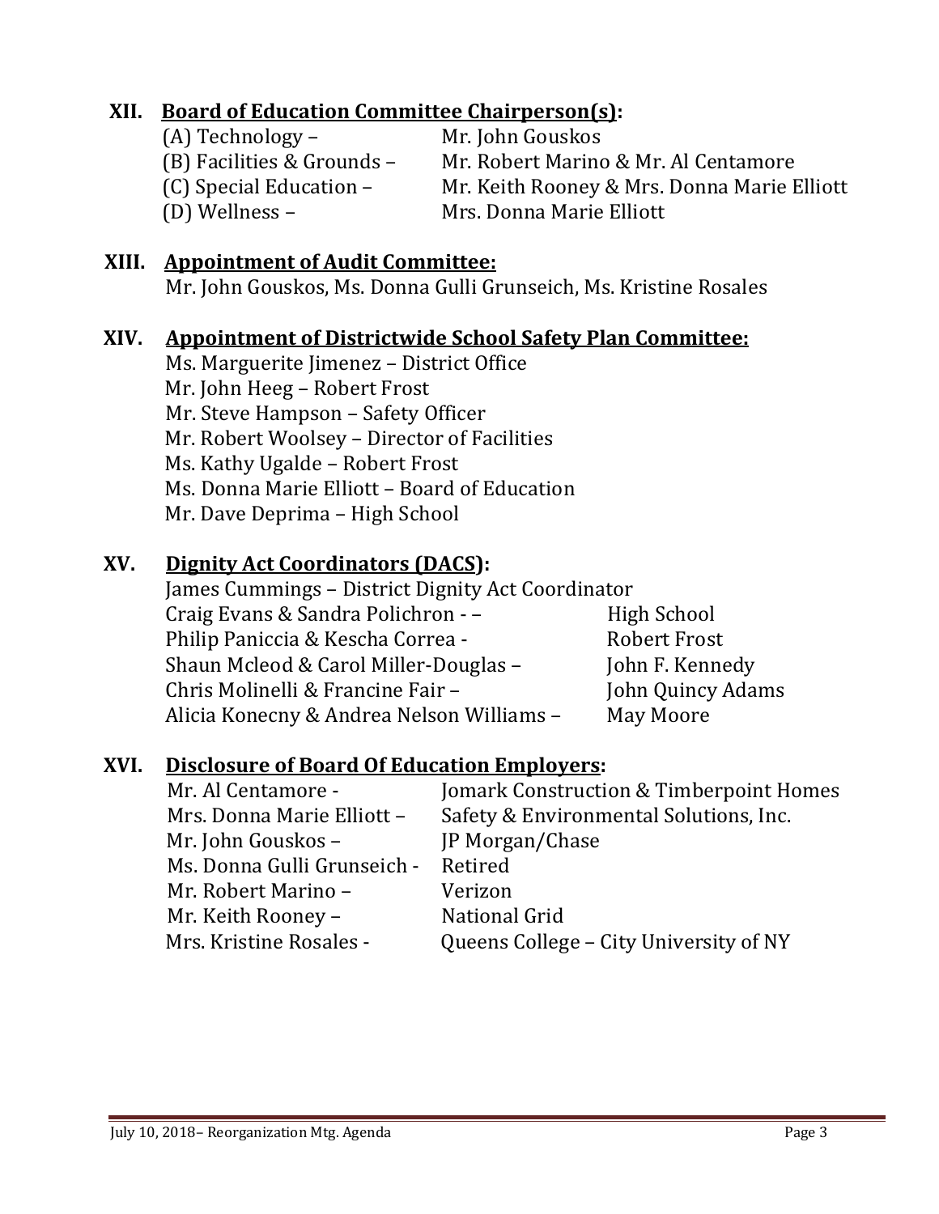## XII. Board of Education Committee Chairperson(s):

(A) Technology – Mr. John Gouskos
(B) Facilities & Grounds – Mr. Robert Marino & Mr. Al Centamore
(C) Special Education – Mr. Keith Rooney & Mrs. Donna Marie Elliott
(D) Wellness – Mrs. Donna Marie Elliott

## XIII. Appointment of Audit Committee:

Mr. John Gouskos, Ms. Donna Gulli Grunseich, Ms. Kristine Rosales

## XIV. Appointment of Districtwide School Safety Plan Committee:

Ms. Marguerite Jimenez – District Office
Mr. John Heeg – Robert Frost
Mr. Steve Hampson – Safety Officer
Mr. Robert Woolsey – Director of Facilities
Ms. Kathy Ugalde – Robert Frost
Ms. Donna Marie Elliott – Board of Education
Mr. Dave Deprima – High School

## XV. Dignity Act Coordinators (DACS):

James Cummings – District Dignity Act Coordinator
Craig Evans & Sandra Polichron - – High School
Philip Paniccia & Kescha Correa - Robert Frost
Shaun Mcleod & Carol Miller-Douglas – John F. Kennedy
Chris Molinelli & Francine Fair – John Quincy Adams
Alicia Konecny & Andrea Nelson Williams – May Moore

## XVI. Disclosure of Board Of Education Employers:

Mr. Al Centamore - Jomark Construction & Timberpoint Homes
Mrs. Donna Marie Elliott – Safety & Environmental Solutions, Inc.
Mr. John Gouskos – JP Morgan/Chase
Ms. Donna Gulli Grunseich - Retired
Mr. Robert Marino – Verizon
Mr. Keith Rooney – National Grid
Mrs. Kristine Rosales - Queens College – City University of NY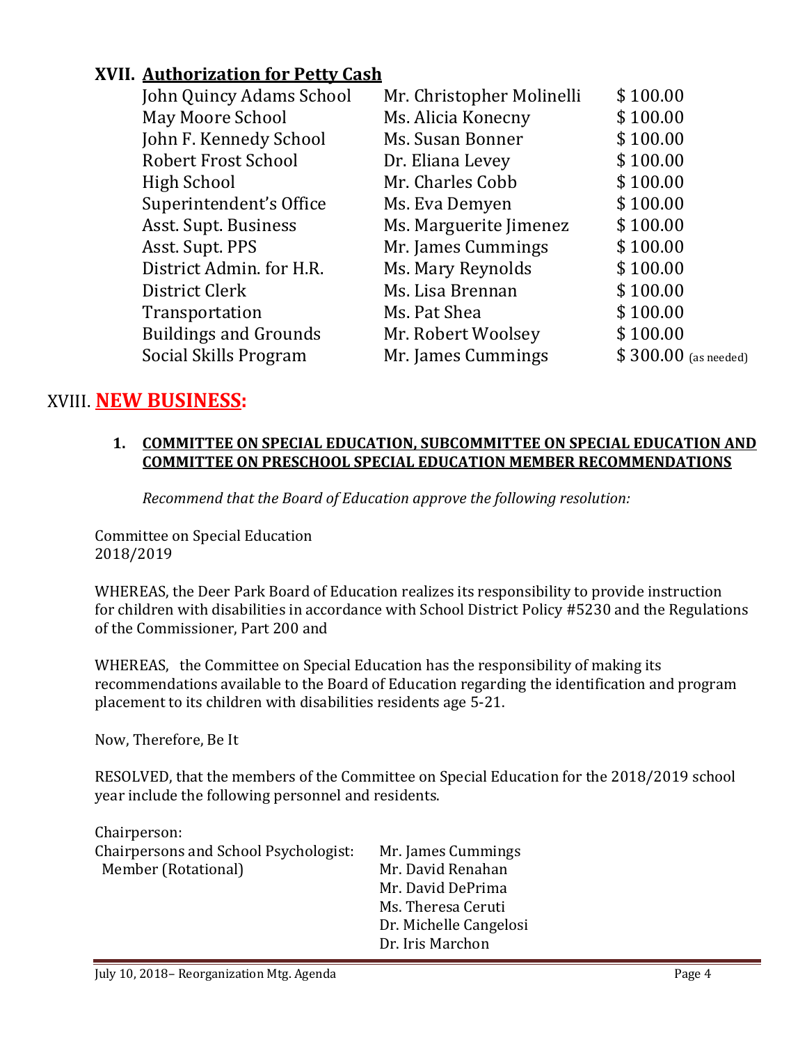## XVII. Authorization for Petty Cash

| | | |
|---|---|---|
| John Quincy Adams School | Mr. Christopher Molinelli | $ 100.00 |
| May Moore School | Ms. Alicia Konecny | $ 100.00 |
| John F. Kennedy School | Ms. Susan Bonner | $ 100.00 |
| Robert Frost School | Dr. Eliana Levey | $ 100.00 |
| High School | Mr. Charles Cobb | $ 100.00 |
| Superintendent's Office | Ms. Eva Demyen | $ 100.00 |
| Asst. Supt. Business | Ms. Marguerite Jimenez | $ 100.00 |
| Asst. Supt. PPS | Mr. James Cummings | $ 100.00 |
| District Admin. for H.R. | Ms. Mary Reynolds | $ 100.00 |
| District Clerk | Ms. Lisa Brennan | $ 100.00 |
| Transportation | Ms. Pat Shea | $ 100.00 |
| Buildings and Grounds | Mr. Robert Woolsey | $ 100.00 |
| Social Skills Program | Mr. James Cummings | $ 300.00 (as needed) |

# XVIII. NEW BUSINESS:

**1. COMMITTEE ON SPECIAL EDUCATION, SUBCOMMITTEE ON SPECIAL EDUCATION AND COMMITTEE ON PRESCHOOL SPECIAL EDUCATION MEMBER RECOMMENDATIONS**

*Recommend that the Board of Education approve the following resolution:*

Committee on Special Education
2018/2019

WHEREAS, the Deer Park Board of Education realizes its responsibility to provide instruction for children with disabilities in accordance with School District Policy #5230 and the Regulations of the Commissioner, Part 200 and

WHEREAS, the Committee on Special Education has the responsibility of making its recommendations available to the Board of Education regarding the identification and program placement to its children with disabilities residents age 5-21.

Now, Therefore, Be It

RESOLVED, that the members of the Committee on Special Education for the 2018/2019 school year include the following personnel and residents.

Chairperson:
Chairpersons and School Psychologist: Mr. James Cummings
Member (Rotational) Mr. David Renahan
Mr. David DePrima
Ms. Theresa Ceruti
Dr. Michelle Cangelosi
Dr. Iris Marchon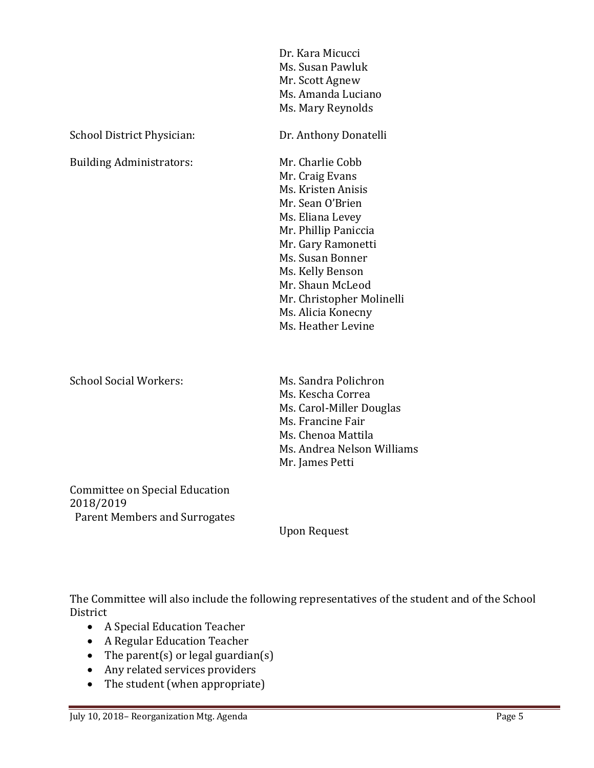| | |
|---|---|
| | Dr. Kara Micucci<br>Ms. Susan Pawluk<br>Mr. Scott Agnew<br>Ms. Amanda Luciano<br>Ms. Mary Reynolds |
| School District Physician: | Dr. Anthony Donatelli |
| Building Administrators: | Mr. Charlie Cobb<br>Mr. Craig Evans<br>Ms. Kristen Anisis<br>Mr. Sean O'Brien<br>Ms. Eliana Levey<br>Mr. Phillip Paniccia<br>Mr. Gary Ramonetti<br>Ms. Susan Bonner<br>Ms. Kelly Benson<br>Mr. Shaun McLeod<br>Mr. Christopher Molinelli<br>Ms. Alicia Konecny<br>Ms. Heather Levine |
| School Social Workers: | Ms. Sandra Polichron<br>Ms. Kescha Correa<br>Ms. Carol-Miller Douglas<br>Ms. Francine Fair<br>Ms. Chenoa Mattila<br>Ms. Andrea Nelson Williams<br>Mr. James Petti |
| Committee on Special Education 2018/2019<br>Parent Members and Surrogates | Upon Request |

The Committee will also include the following representatives of the student and of the School District

- A Special Education Teacher
- A Regular Education Teacher
- The parent(s) or legal guardian(s)
- Any related services providers
- The student (when appropriate)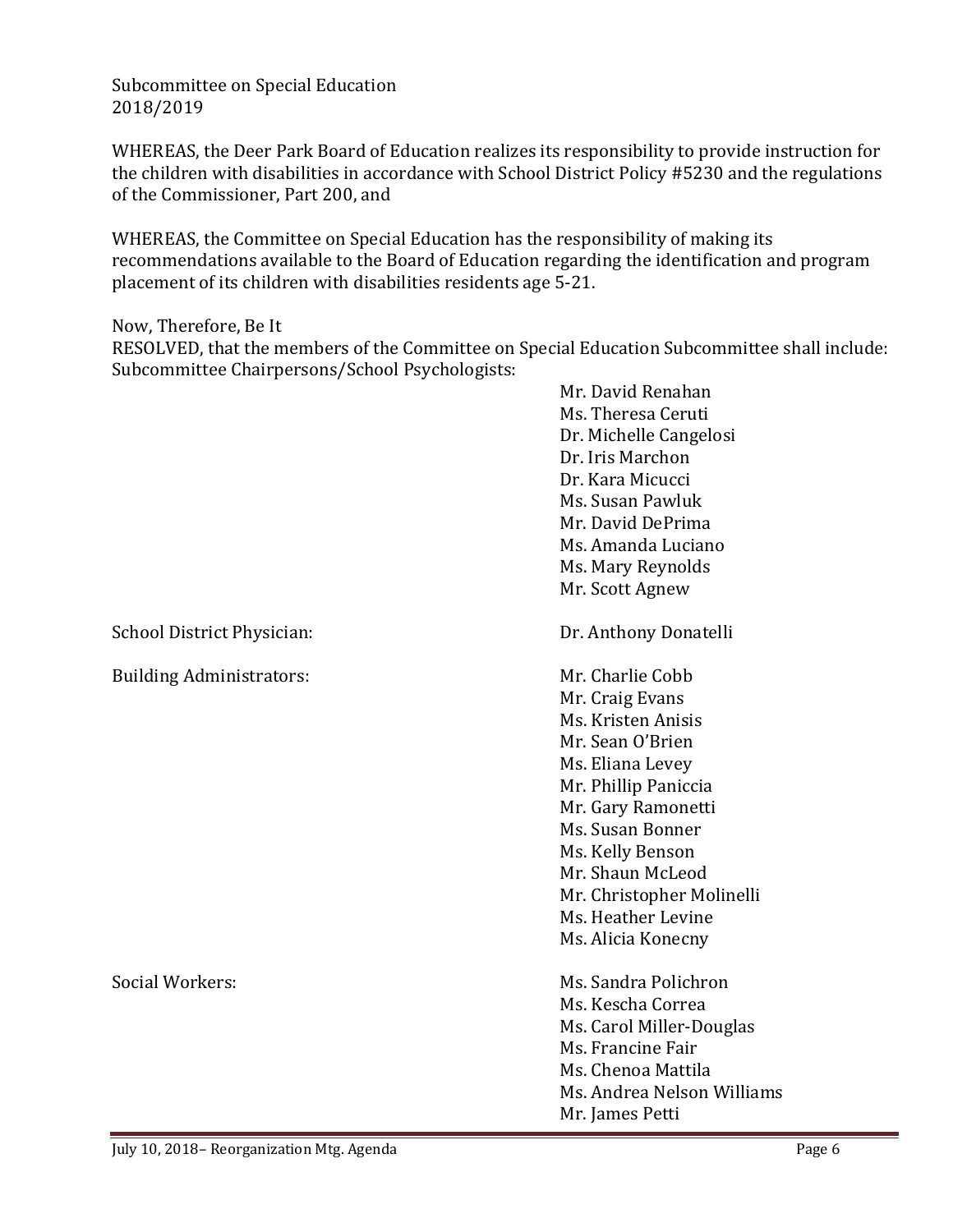Subcommittee on Special Education
2018/2019

WHEREAS, the Deer Park Board of Education realizes its responsibility to provide instruction for the children with disabilities in accordance with School District Policy #5230 and the regulations of the Commissioner, Part 200, and

WHEREAS, the Committee on Special Education has the responsibility of making its recommendations available to the Board of Education regarding the identification and program placement of its children with disabilities residents age 5-21.

Now, Therefore, Be It
RESOLVED, that the members of the Committee on Special Education Subcommittee shall include:
Subcommittee Chairpersons/School Psychologists:

- Mr. David Renahan
- Ms. Theresa Ceruti
- Dr. Michelle Cangelosi
- Dr. Iris Marchon
- Dr. Kara Micucci
- Ms. Susan Pawluk
- Mr. David DePrima
- Ms. Amanda Luciano
- Ms. Mary Reynolds
- Mr. Scott Agnew

School District Physician: Dr. Anthony Donatelli

Building Administrators:

- Mr. Charlie Cobb
- Mr. Craig Evans
- Ms. Kristen Anisis
- Mr. Sean O'Brien
- Ms. Eliana Levey
- Mr. Phillip Paniccia
- Mr. Gary Ramonetti
- Ms. Susan Bonner
- Ms. Kelly Benson
- Mr. Shaun McLeod
- Mr. Christopher Molinelli
- Ms. Heather Levine
- Ms. Alicia Konecny

Social Workers:

- Ms. Sandra Polichron
- Ms. Kescha Correa
- Ms. Carol Miller-Douglas
- Ms. Francine Fair
- Ms. Chenoa Mattila
- Ms. Andrea Nelson Williams
- Mr. James Petti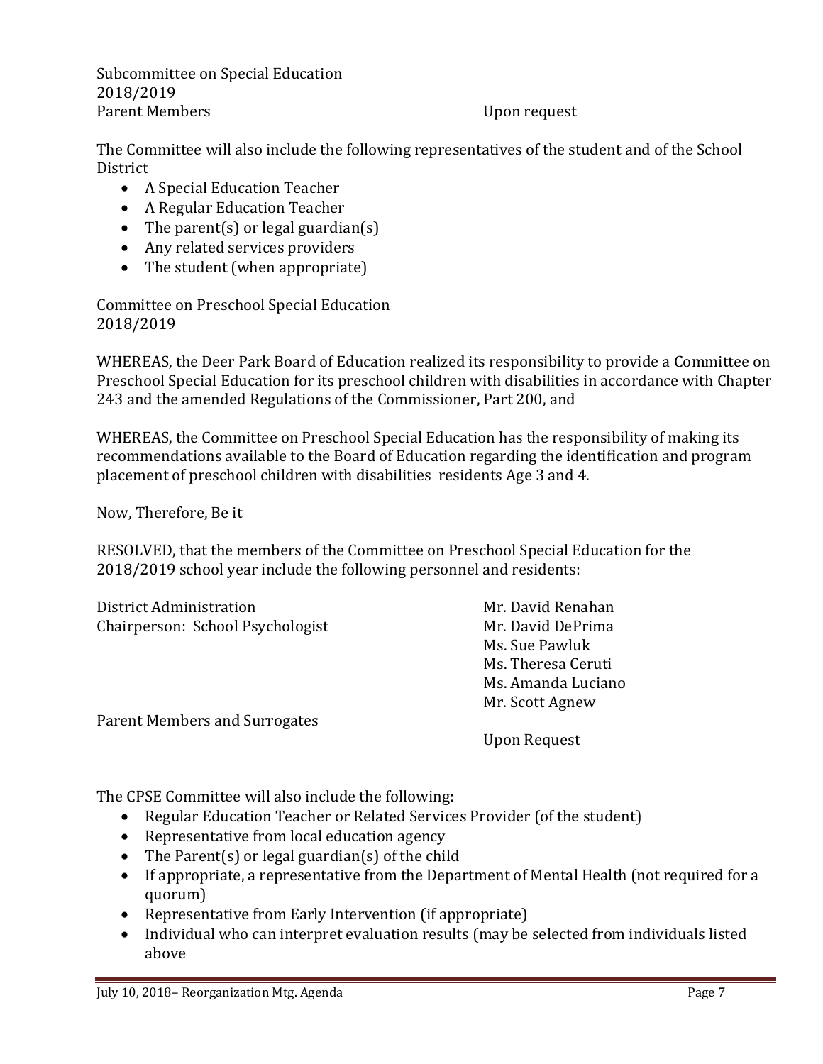Subcommittee on Special Education
2018/2019

| Parent Members | Upon request |
| --- | --- |

The Committee will also include the following representatives of the student and of the School District

- A Special Education Teacher
- A Regular Education Teacher
- The parent(s) or legal guardian(s)
- Any related services providers
- The student (when appropriate)

Committee on Preschool Special Education
2018/2019

WHEREAS, the Deer Park Board of Education realized its responsibility to provide a Committee on Preschool Special Education for its preschool children with disabilities in accordance with Chapter 243 and the amended Regulations of the Commissioner, Part 200, and

WHEREAS, the Committee on Preschool Special Education has the responsibility of making its recommendations available to the Board of Education regarding the identification and program placement of preschool children with disabilities residents Age 3 and 4.

Now, Therefore, Be it

RESOLVED, that the members of the Committee on Preschool Special Education for the 2018/2019 school year include the following personnel and residents:

| | |
| --- | --- |
| District Administration | Mr. David Renahan |
| Chairperson: School Psychologist | Mr. David DePrima |
| | Ms. Sue Pawluk |
| | Ms. Theresa Ceruti |
| | Ms. Amanda Luciano |
| | Mr. Scott Agnew |
| Parent Members and Surrogates | |
| | Upon Request |

The CPSE Committee will also include the following:

- Regular Education Teacher or Related Services Provider (of the student)
- Representative from local education agency
- The Parent(s) or legal guardian(s) of the child
- If appropriate, a representative from the Department of Mental Health (not required for a quorum)
- Representative from Early Intervention (if appropriate)
- Individual who can interpret evaluation results (may be selected from individuals listed above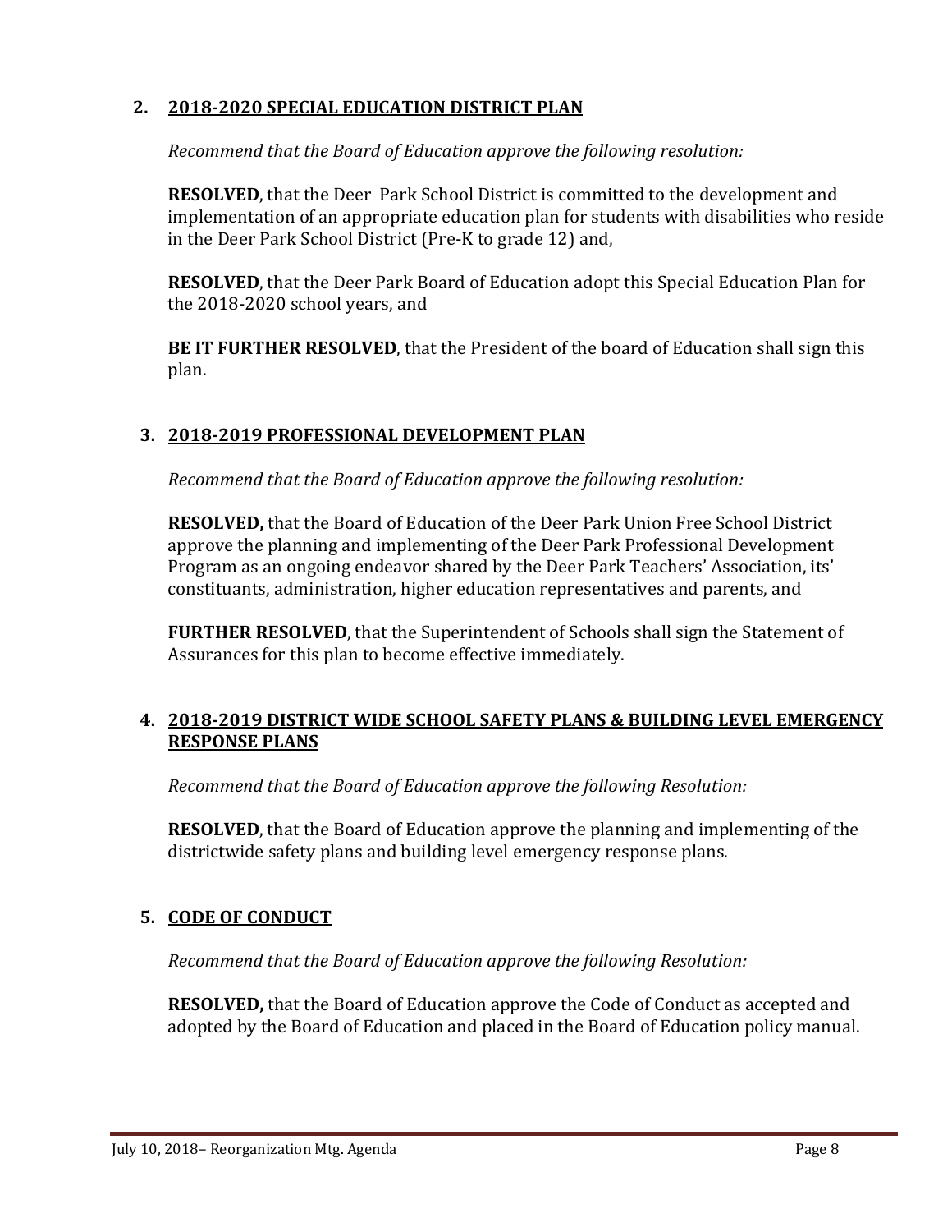## 2. 2018-2020 SPECIAL EDUCATION DISTRICT PLAN

*Recommend that the Board of Education approve the following resolution:*

**RESOLVED**, that the Deer Park School District is committed to the development and implementation of an appropriate education plan for students with disabilities who reside in the Deer Park School District (Pre-K to grade 12) and,

**RESOLVED**, that the Deer Park Board of Education adopt this Special Education Plan for the 2018-2020 school years, and

**BE IT FURTHER RESOLVED**, that the President of the board of Education shall sign this plan.

## 3. 2018-2019 PROFESSIONAL DEVELOPMENT PLAN

*Recommend that the Board of Education approve the following resolution:*

**RESOLVED,** that the Board of Education of the Deer Park Union Free School District approve the planning and implementing of the Deer Park Professional Development Program as an ongoing endeavor shared by the Deer Park Teachers' Association, its' constituants, administration, higher education representatives and parents, and

**FURTHER RESOLVED**, that the Superintendent of Schools shall sign the Statement of Assurances for this plan to become effective immediately.

## 4. 2018-2019 DISTRICT WIDE SCHOOL SAFETY PLANS & BUILDING LEVEL EMERGENCY RESPONSE PLANS

*Recommend that the Board of Education approve the following Resolution:*

**RESOLVED**, that the Board of Education approve the planning and implementing of the districtwide safety plans and building level emergency response plans.

## 5. CODE OF CONDUCT

*Recommend that the Board of Education approve the following Resolution:*

**RESOLVED,** that the Board of Education approve the Code of Conduct as accepted and adopted by the Board of Education and placed in the Board of Education policy manual.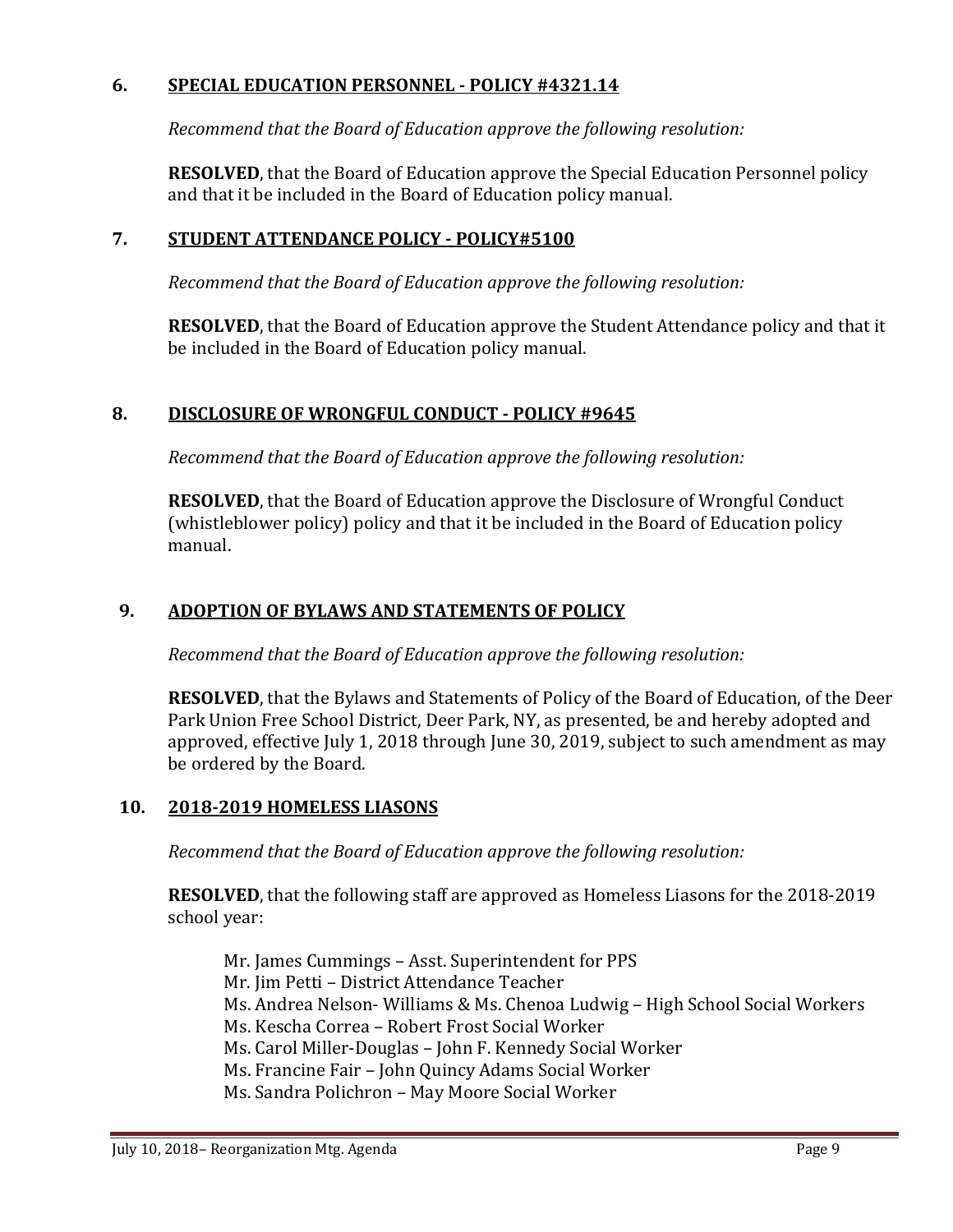### 6. SPECIAL EDUCATION PERSONNEL - POLICY #4321.14

*Recommend that the Board of Education approve the following resolution:*

**RESOLVED**, that the Board of Education approve the Special Education Personnel policy and that it be included in the Board of Education policy manual.

### 7. STUDENT ATTENDANCE POLICY - POLICY#5100

*Recommend that the Board of Education approve the following resolution:*

**RESOLVED**, that the Board of Education approve the Student Attendance policy and that it be included in the Board of Education policy manual.

### 8. DISCLOSURE OF WRONGFUL CONDUCT - POLICY #9645

*Recommend that the Board of Education approve the following resolution:*

**RESOLVED**, that the Board of Education approve the Disclosure of Wrongful Conduct (whistleblower policy) policy and that it be included in the Board of Education policy manual.

### 9. ADOPTION OF BYLAWS AND STATEMENTS OF POLICY

*Recommend that the Board of Education approve the following resolution:*

**RESOLVED**, that the Bylaws and Statements of Policy of the Board of Education, of the Deer Park Union Free School District, Deer Park, NY, as presented, be and hereby adopted and approved, effective July 1, 2018 through June 30, 2019, subject to such amendment as may be ordered by the Board.

### 10. 2018-2019 HOMELESS LIASONS

*Recommend that the Board of Education approve the following resolution:*

**RESOLVED**, that the following staff are approved as Homeless Liasons for the 2018-2019 school year:

Mr. James Cummings – Asst. Superintendent for PPS
Mr. Jim Petti – District Attendance Teacher
Ms. Andrea Nelson- Williams & Ms. Chenoa Ludwig – High School Social Workers
Ms. Kescha Correa – Robert Frost Social Worker
Ms. Carol Miller-Douglas – John F. Kennedy Social Worker
Ms. Francine Fair – John Quincy Adams Social Worker
Ms. Sandra Polichron – May Moore Social Worker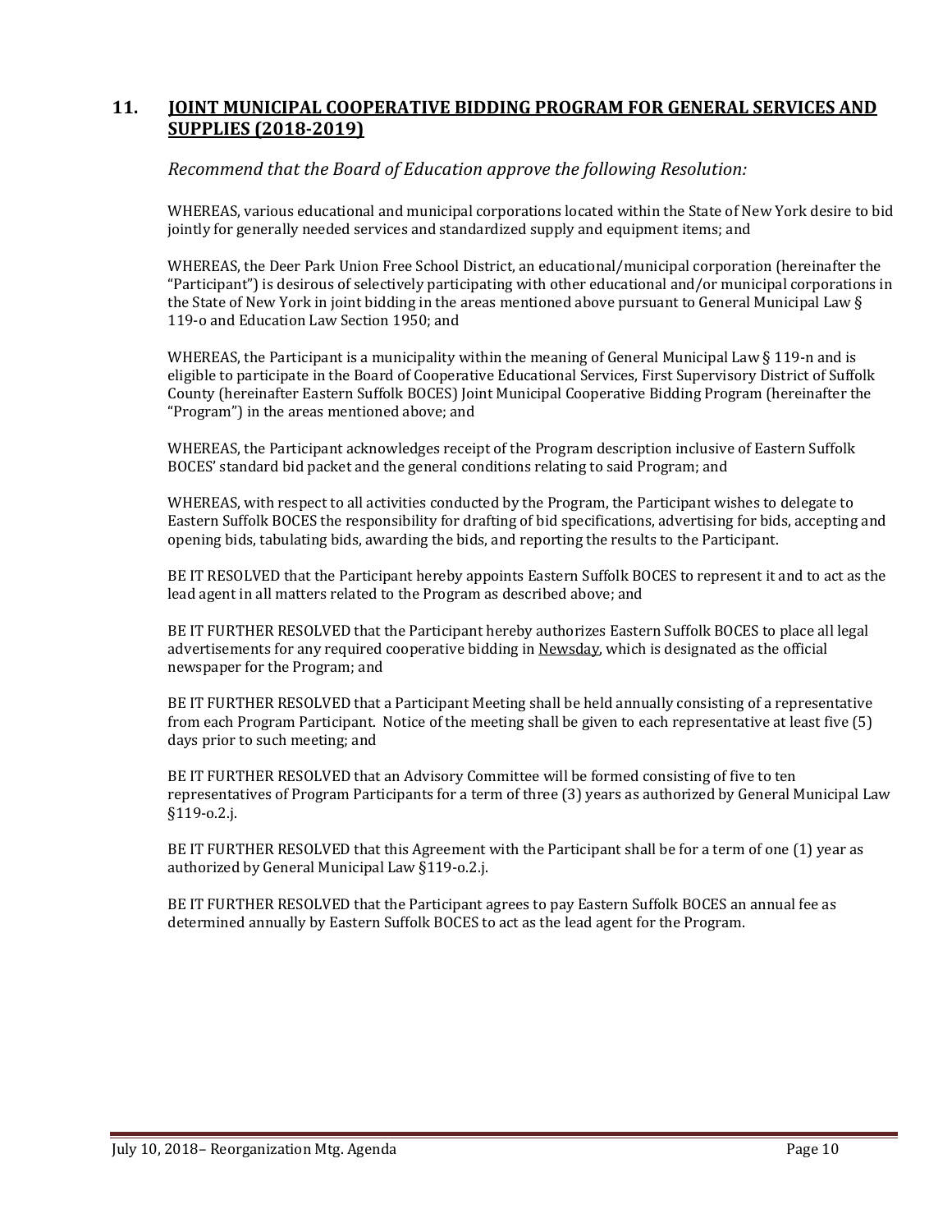## 11. JOINT MUNICIPAL COOPERATIVE BIDDING PROGRAM FOR GENERAL SERVICES AND SUPPLIES (2018-2019)

*Recommend that the Board of Education approve the following Resolution:*

WHEREAS, various educational and municipal corporations located within the State of New York desire to bid jointly for generally needed services and standardized supply and equipment items; and

WHEREAS, the Deer Park Union Free School District, an educational/municipal corporation (hereinafter the "Participant") is desirous of selectively participating with other educational and/or municipal corporations in the State of New York in joint bidding in the areas mentioned above pursuant to General Municipal Law § 119-o and Education Law Section 1950; and

WHEREAS, the Participant is a municipality within the meaning of General Municipal Law § 119-n and is eligible to participate in the Board of Cooperative Educational Services, First Supervisory District of Suffolk County (hereinafter Eastern Suffolk BOCES) Joint Municipal Cooperative Bidding Program (hereinafter the "Program") in the areas mentioned above; and

WHEREAS, the Participant acknowledges receipt of the Program description inclusive of Eastern Suffolk BOCES' standard bid packet and the general conditions relating to said Program; and

WHEREAS, with respect to all activities conducted by the Program, the Participant wishes to delegate to Eastern Suffolk BOCES the responsibility for drafting of bid specifications, advertising for bids, accepting and opening bids, tabulating bids, awarding the bids, and reporting the results to the Participant.

BE IT RESOLVED that the Participant hereby appoints Eastern Suffolk BOCES to represent it and to act as the lead agent in all matters related to the Program as described above; and

BE IT FURTHER RESOLVED that the Participant hereby authorizes Eastern Suffolk BOCES to place all legal advertisements for any required cooperative bidding in Newsday, which is designated as the official newspaper for the Program; and

BE IT FURTHER RESOLVED that a Participant Meeting shall be held annually consisting of a representative from each Program Participant. Notice of the meeting shall be given to each representative at least five (5) days prior to such meeting; and

BE IT FURTHER RESOLVED that an Advisory Committee will be formed consisting of five to ten representatives of Program Participants for a term of three (3) years as authorized by General Municipal Law §119-o.2.j.

BE IT FURTHER RESOLVED that this Agreement with the Participant shall be for a term of one (1) year as authorized by General Municipal Law §119-o.2.j.

BE IT FURTHER RESOLVED that the Participant agrees to pay Eastern Suffolk BOCES an annual fee as determined annually by Eastern Suffolk BOCES to act as the lead agent for the Program.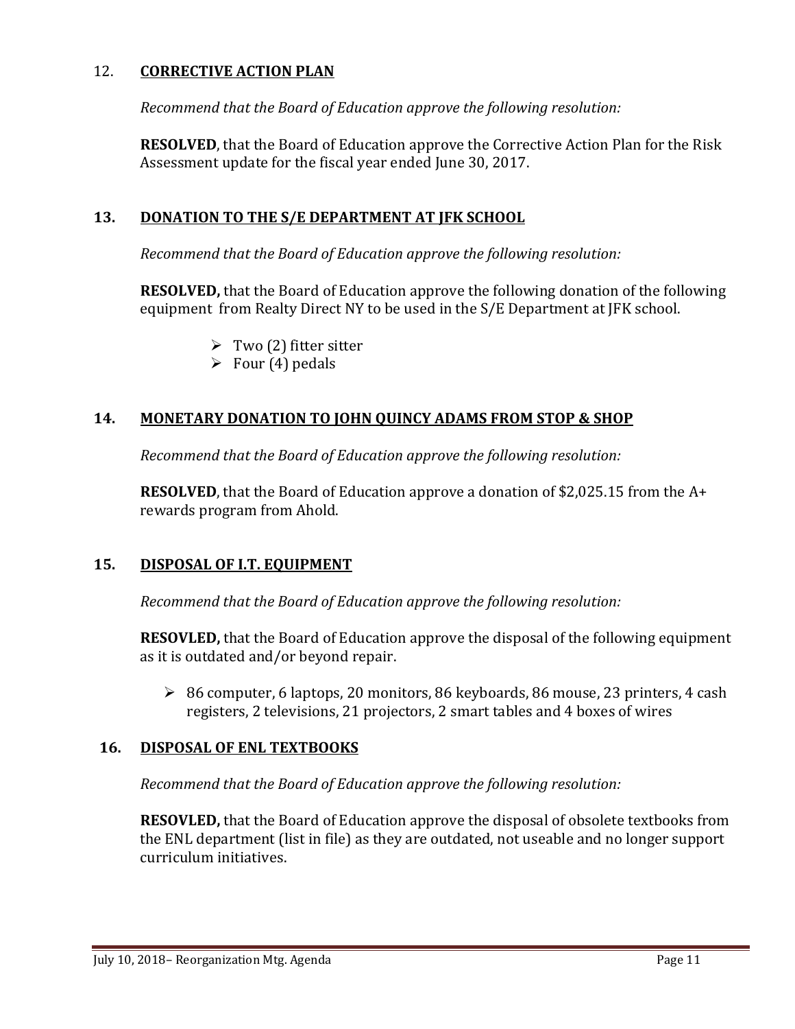## 12. CORRECTIVE ACTION PLAN

*Recommend that the Board of Education approve the following resolution:*

**RESOLVED**, that the Board of Education approve the Corrective Action Plan for the Risk Assessment update for the fiscal year ended June 30, 2017.

## 13. DONATION TO THE S/E DEPARTMENT AT JFK SCHOOL

*Recommend that the Board of Education approve the following resolution:*

**RESOLVED,** that the Board of Education approve the following donation of the following equipment from Realty Direct NY to be used in the S/E Department at JFK school.

- Two (2) fitter sitter
- Four (4) pedals

## 14. MONETARY DONATION TO JOHN QUINCY ADAMS FROM STOP & SHOP

*Recommend that the Board of Education approve the following resolution:*

**RESOLVED**, that the Board of Education approve a donation of $2,025.15 from the A+ rewards program from Ahold.

## 15. DISPOSAL OF I.T. EQUIPMENT

*Recommend that the Board of Education approve the following resolution:*

**RESOVLED,** that the Board of Education approve the disposal of the following equipment as it is outdated and/or beyond repair.

- 86 computer, 6 laptops, 20 monitors, 86 keyboards, 86 mouse, 23 printers, 4 cash registers, 2 televisions, 21 projectors, 2 smart tables and 4 boxes of wires

## 16. DISPOSAL OF ENL TEXTBOOKS

*Recommend that the Board of Education approve the following resolution:*

**RESOVLED,** that the Board of Education approve the disposal of obsolete textbooks from the ENL department (list in file) as they are outdated, not useable and no longer support curriculum initiatives.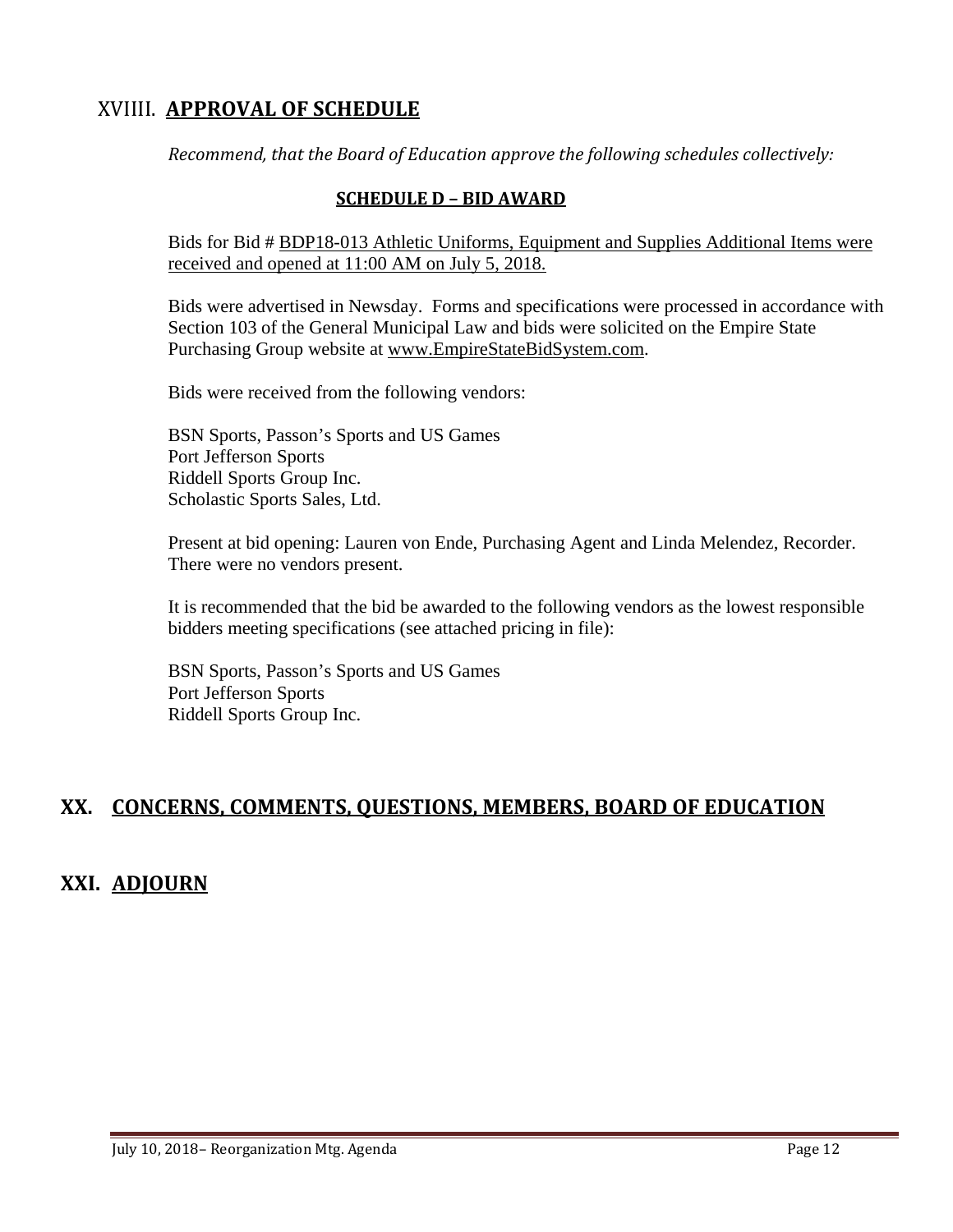## XVIIII. **APPROVAL OF SCHEDULE**

*Recommend, that the Board of Education approve the following schedules collectively:*

### **SCHEDULE D – BID AWARD**

Bids for Bid # BDP18-013 Athletic Uniforms, Equipment and Supplies Additional Items were received and opened at 11:00 AM on July 5, 2018.

Bids were advertised in Newsday. Forms and specifications were processed in accordance with Section 103 of the General Municipal Law and bids were solicited on the Empire State Purchasing Group website at www.EmpireStateBidSystem.com.

Bids were received from the following vendors:

BSN Sports, Passon's Sports and US Games
Port Jefferson Sports
Riddell Sports Group Inc.
Scholastic Sports Sales, Ltd.

Present at bid opening: Lauren von Ende, Purchasing Agent and Linda Melendez, Recorder. There were no vendors present.

It is recommended that the bid be awarded to the following vendors as the lowest responsible bidders meeting specifications (see attached pricing in file):

BSN Sports, Passon's Sports and US Games
Port Jefferson Sports
Riddell Sports Group Inc.

## **XX. CONCERNS, COMMENTS, QUESTIONS, MEMBERS, BOARD OF EDUCATION**

## **XXI. ADJOURN**